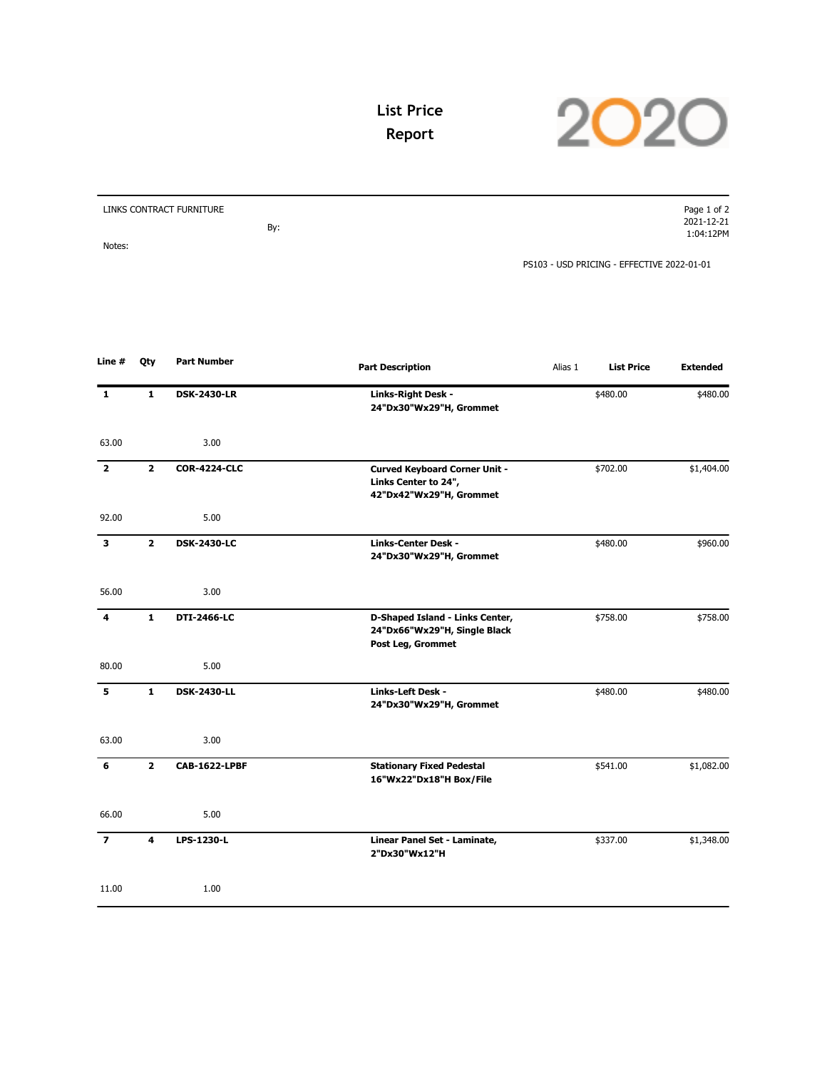# List Price Report

LINKS CONTRACT FURNITURE

By:

Notes:

2021-12-21
1:04:12PM

PS103 - USD PRICING - EFFECTIVE 2022-01-01

| Line # | Qty | Part Number | Part Description | Alias 1 | List Price | Extended |
|---|---|---|---|---|---|---|
| **1** | **1** | **DSK-2430-LR** | **Links-Right Desk - 24"Dx30"Wx29"H, Grommet** | | $480.00 | $480.00 |
| 63.00 | | 3.00 | | | | |
| **2** | **2** | **COR-4224-CLC** | **Curved Keyboard Corner Unit - Links Center to 24", 42"Dx42"Wx29"H, Grommet** | | $702.00 | $1,404.00 |
| 92.00 | | 5.00 | | | | |
| **3** | **2** | **DSK-2430-LC** | **Links-Center Desk - 24"Dx30"Wx29"H, Grommet** | | $480.00 | $960.00 |
| 56.00 | | 3.00 | | | | |
| **4** | **1** | **DTI-2466-LC** | **D-Shaped Island - Links Center, 24"Dx66"Wx29"H, Single Black Post Leg, Grommet** | | $758.00 | $758.00 |
| 80.00 | | 5.00 | | | | |
| **5** | **1** | **DSK-2430-LL** | **Links-Left Desk - 24"Dx30"Wx29"H, Grommet** | | $480.00 | $480.00 |
| 63.00 | | 3.00 | | | | |
| **6** | **2** | **CAB-1622-LPBF** | **Stationary Fixed Pedestal 16"Wx22"Dx18"H Box/File** | | $541.00 | $1,082.00 |
| 66.00 | | 5.00 | | | | |
| **7** | **4** | **LPS-1230-L** | **Linear Panel Set - Laminate, 2"Dx30"Wx12"H** | | $337.00 | $1,348.00 |
| 11.00 | | 1.00 | | | | |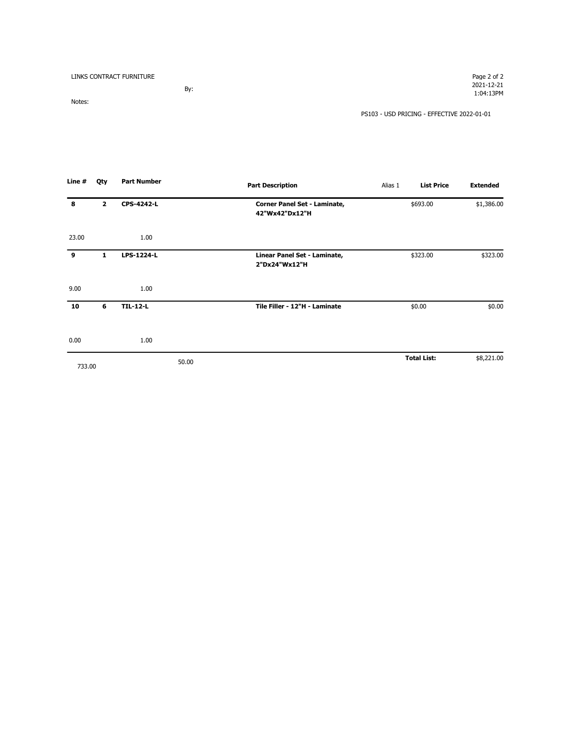LINKS CONTRACT FURNITURE

By:

Notes:

PS103 - USD PRICING - EFFECTIVE 2022-01-01

| Line # | Qty | Part Number | Part Description | Alias 1 | List Price | Extended |
|---|---|---|---|---|---|---|
| **8** | **2** | **CPS-4242-L** | **Corner Panel Set - Laminate, 42"Wx42"Dx12"H** | | $693.00 | $1,386.00 |
| 23.00 | | 1.00 | | | | |
| **9** | **1** | **LPS-1224-L** | **Linear Panel Set - Laminate, 2"Dx24"Wx12"H** | | $323.00 | $323.00 |
| 9.00 | | 1.00 | | | | |
| **10** | **6** | **TIL-12-L** | **Tile Filler - 12"H - Laminate** | | $0.00 | $0.00 |
| 0.00 | | 1.00 | | | | |
| 733.00 | | 50.00 | | | **Total List:** | $8,221.00 |